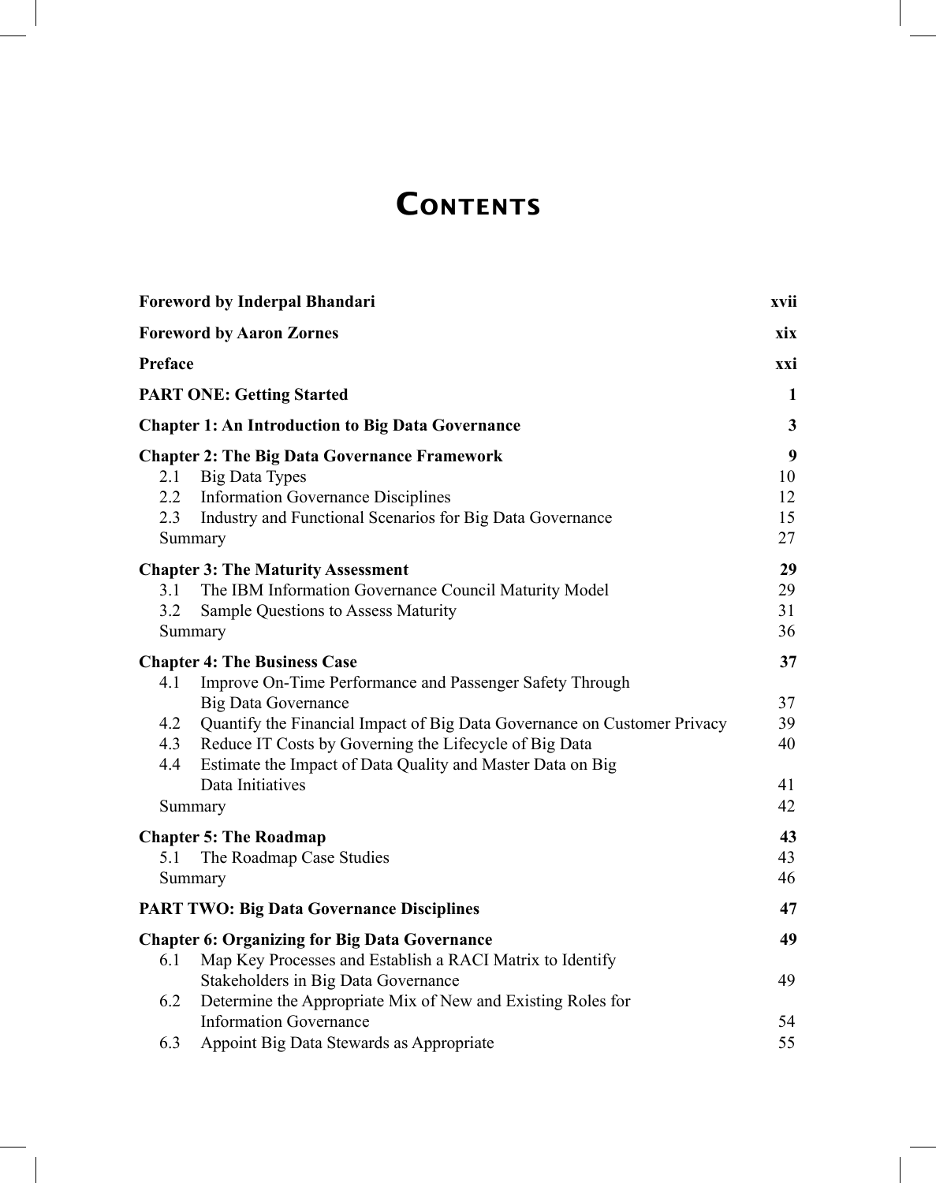# Contents

| | |
|---|---|
| **Foreword by Inderpal Bhandari** | **xvii** |
| **Foreword by Aaron Zornes** | **xix** |
| **Preface** | **xxi** |
| **PART ONE: Getting Started** | **1** |
| **Chapter 1: An Introduction to Big Data Governance** | **3** |
| **Chapter 2: The Big Data Governance Framework** | **9** |
| 2.1 Big Data Types | 10 |
| 2.2 Information Governance Disciplines | 12 |
| 2.3 Industry and Functional Scenarios for Big Data Governance | 15 |
| Summary | 27 |
| **Chapter 3: The Maturity Assessment** | **29** |
| 3.1 The IBM Information Governance Council Maturity Model | 29 |
| 3.2 Sample Questions to Assess Maturity | 31 |
| Summary | 36 |
| **Chapter 4: The Business Case** | **37** |
| 4.1 Improve On-Time Performance and Passenger Safety Through Big Data Governance | 37 |
| 4.2 Quantify the Financial Impact of Big Data Governance on Customer Privacy | 39 |
| 4.3 Reduce IT Costs by Governing the Lifecycle of Big Data | 40 |
| 4.4 Estimate the Impact of Data Quality and Master Data on Big Data Initiatives | 41 |
| Summary | 42 |
| **Chapter 5: The Roadmap** | **43** |
| 5.1 The Roadmap Case Studies | 43 |
| Summary | 46 |
| **PART TWO: Big Data Governance Disciplines** | **47** |
| **Chapter 6: Organizing for Big Data Governance** | **49** |
| 6.1 Map Key Processes and Establish a RACI Matrix to Identify Stakeholders in Big Data Governance | 49 |
| 6.2 Determine the Appropriate Mix of New and Existing Roles for Information Governance | 54 |
| 6.3 Appoint Big Data Stewards as Appropriate | 55 |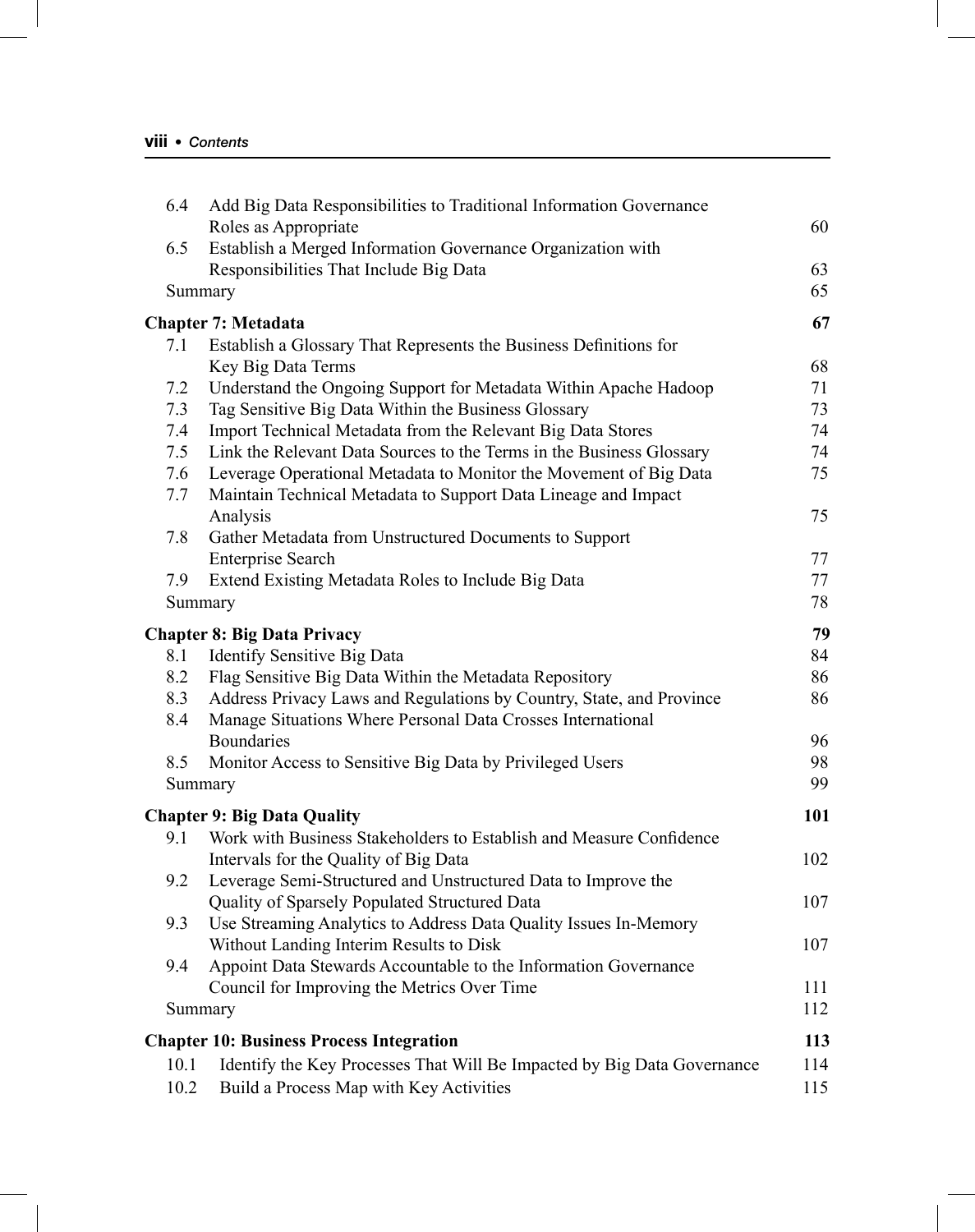| | | |
|---|---|---|
| 6.4 | Add Big Data Responsibilities to Traditional Information Governance Roles as Appropriate | 60 |
| 6.5 | Establish a Merged Information Governance Organization with Responsibilities That Include Big Data | 63 |
| | Summary | 65 |
| **Chapter 7: Metadata** | | **67** |
| 7.1 | Establish a Glossary That Represents the Business Definitions for Key Big Data Terms | 68 |
| 7.2 | Understand the Ongoing Support for Metadata Within Apache Hadoop | 71 |
| 7.3 | Tag Sensitive Big Data Within the Business Glossary | 73 |
| 7.4 | Import Technical Metadata from the Relevant Big Data Stores | 74 |
| 7.5 | Link the Relevant Data Sources to the Terms in the Business Glossary | 74 |
| 7.6 | Leverage Operational Metadata to Monitor the Movement of Big Data | 75 |
| 7.7 | Maintain Technical Metadata to Support Data Lineage and Impact Analysis | 75 |
| 7.8 | Gather Metadata from Unstructured Documents to Support Enterprise Search | 77 |
| 7.9 | Extend Existing Metadata Roles to Include Big Data | 77 |
| | Summary | 78 |
| **Chapter 8: Big Data Privacy** | | **79** |
| 8.1 | Identify Sensitive Big Data | 84 |
| 8.2 | Flag Sensitive Big Data Within the Metadata Repository | 86 |
| 8.3 | Address Privacy Laws and Regulations by Country, State, and Province | 86 |
| 8.4 | Manage Situations Where Personal Data Crosses International Boundaries | 96 |
| 8.5 | Monitor Access to Sensitive Big Data by Privileged Users | 98 |
| | Summary | 99 |
| **Chapter 9: Big Data Quality** | | **101** |
| 9.1 | Work with Business Stakeholders to Establish and Measure Confidence Intervals for the Quality of Big Data | 102 |
| 9.2 | Leverage Semi-Structured and Unstructured Data to Improve the Quality of Sparsely Populated Structured Data | 107 |
| 9.3 | Use Streaming Analytics to Address Data Quality Issues In-Memory Without Landing Interim Results to Disk | 107 |
| 9.4 | Appoint Data Stewards Accountable to the Information Governance Council for Improving the Metrics Over Time | 111 |
| | Summary | 112 |
| **Chapter 10: Business Process Integration** | | **113** |
| 10.1 | Identify the Key Processes That Will Be Impacted by Big Data Governance | 114 |
| 10.2 | Build a Process Map with Key Activities | 115 |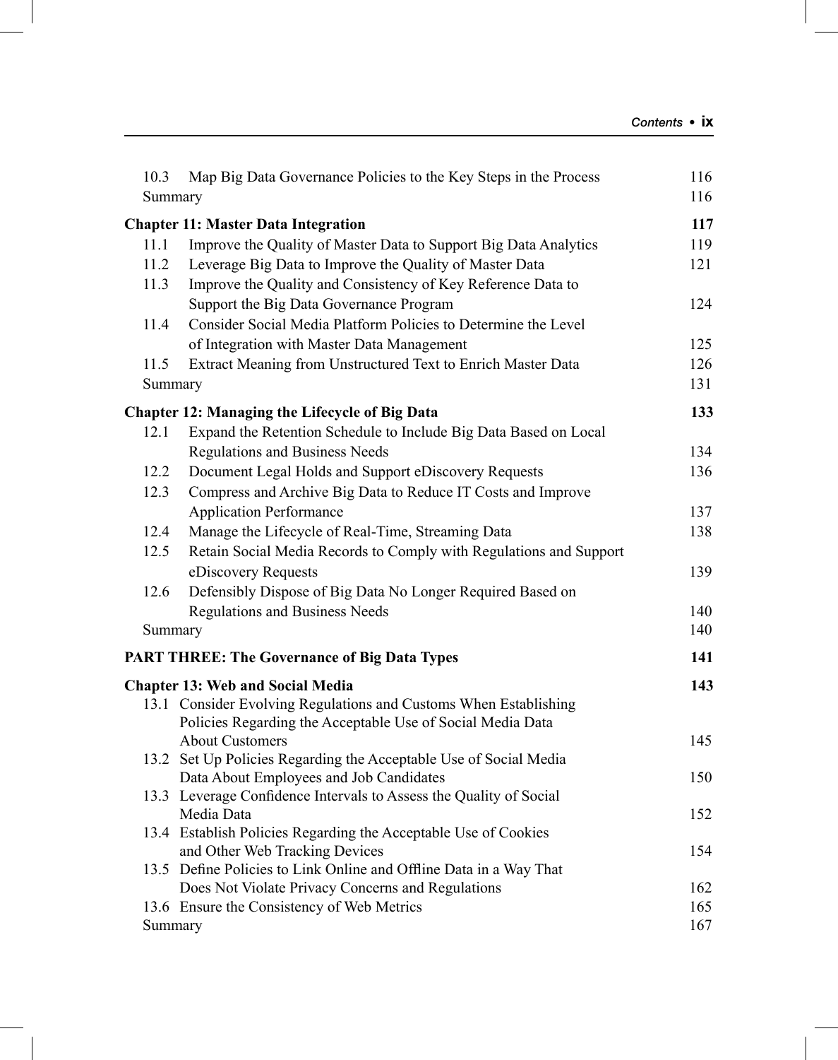10.3 Map Big Data Governance Policies to the Key Steps in the Process 116
Summary 116

**Chapter 11: Master Data Integration** **117**

11.1 Improve the Quality of Master Data to Support Big Data Analytics 119
11.2 Leverage Big Data to Improve the Quality of Master Data 121
11.3 Improve the Quality and Consistency of Key Reference Data to Support the Big Data Governance Program 124
11.4 Consider Social Media Platform Policies to Determine the Level of Integration with Master Data Management 125
11.5 Extract Meaning from Unstructured Text to Enrich Master Data 126
Summary 131

**Chapter 12: Managing the Lifecycle of Big Data** **133**

12.1 Expand the Retention Schedule to Include Big Data Based on Local Regulations and Business Needs 134
12.2 Document Legal Holds and Support eDiscovery Requests 136
12.3 Compress and Archive Big Data to Reduce IT Costs and Improve Application Performance 137
12.4 Manage the Lifecycle of Real-Time, Streaming Data 138
12.5 Retain Social Media Records to Comply with Regulations and Support eDiscovery Requests 139
12.6 Defensibly Dispose of Big Data No Longer Required Based on Regulations and Business Needs 140
Summary 140

**PART THREE: The Governance of Big Data Types** **141**

**Chapter 13: Web and Social Media** **143**

13.1 Consider Evolving Regulations and Customs When Establishing Policies Regarding the Acceptable Use of Social Media Data About Customers 145
13.2 Set Up Policies Regarding the Acceptable Use of Social Media Data About Employees and Job Candidates 150
13.3 Leverage Confidence Intervals to Assess the Quality of Social Media Data 152
13.4 Establish Policies Regarding the Acceptable Use of Cookies and Other Web Tracking Devices 154
13.5 Define Policies to Link Online and Offline Data in a Way That Does Not Violate Privacy Concerns and Regulations 162
13.6 Ensure the Consistency of Web Metrics 165
Summary 167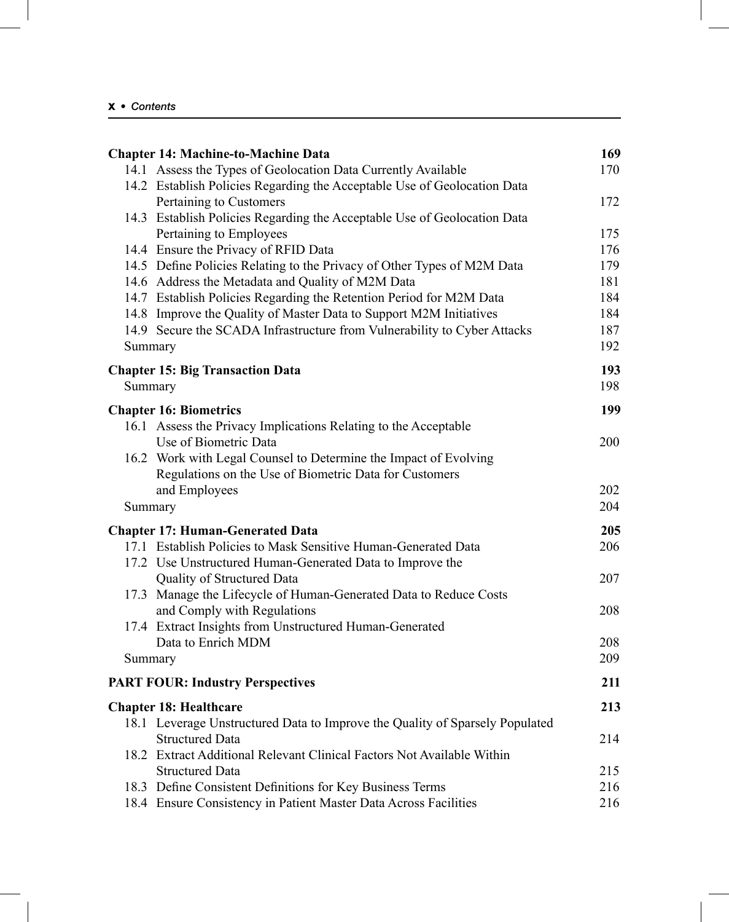| | |
|---|---|
| **Chapter 14: Machine-to-Machine Data** | **169** |
| 14.1 Assess the Types of Geolocation Data Currently Available | 170 |
| 14.2 Establish Policies Regarding the Acceptable Use of Geolocation Data Pertaining to Customers | 172 |
| 14.3 Establish Policies Regarding the Acceptable Use of Geolocation Data Pertaining to Employees | 175 |
| 14.4 Ensure the Privacy of RFID Data | 176 |
| 14.5 Define Policies Relating to the Privacy of Other Types of M2M Data | 179 |
| 14.6 Address the Metadata and Quality of M2M Data | 181 |
| 14.7 Establish Policies Regarding the Retention Period for M2M Data | 184 |
| 14.8 Improve the Quality of Master Data to Support M2M Initiatives | 184 |
| 14.9 Secure the SCADA Infrastructure from Vulnerability to Cyber Attacks | 187 |
| Summary | 192 |
| **Chapter 15: Big Transaction Data** | **193** |
| Summary | 198 |
| **Chapter 16: Biometrics** | **199** |
| 16.1 Assess the Privacy Implications Relating to the Acceptable Use of Biometric Data | 200 |
| 16.2 Work with Legal Counsel to Determine the Impact of Evolving Regulations on the Use of Biometric Data for Customers and Employees | 202 |
| Summary | 204 |
| **Chapter 17: Human-Generated Data** | **205** |
| 17.1 Establish Policies to Mask Sensitive Human-Generated Data | 206 |
| 17.2 Use Unstructured Human-Generated Data to Improve the Quality of Structured Data | 207 |
| 17.3 Manage the Lifecycle of Human-Generated Data to Reduce Costs and Comply with Regulations | 208 |
| 17.4 Extract Insights from Unstructured Human-Generated Data to Enrich MDM | 208 |
| Summary | 209 |
| **PART FOUR: Industry Perspectives** | **211** |
| **Chapter 18: Healthcare** | **213** |
| 18.1 Leverage Unstructured Data to Improve the Quality of Sparsely Populated Structured Data | 214 |
| 18.2 Extract Additional Relevant Clinical Factors Not Available Within Structured Data | 215 |
| 18.3 Define Consistent Definitions for Key Business Terms | 216 |
| 18.4 Ensure Consistency in Patient Master Data Across Facilities | 216 |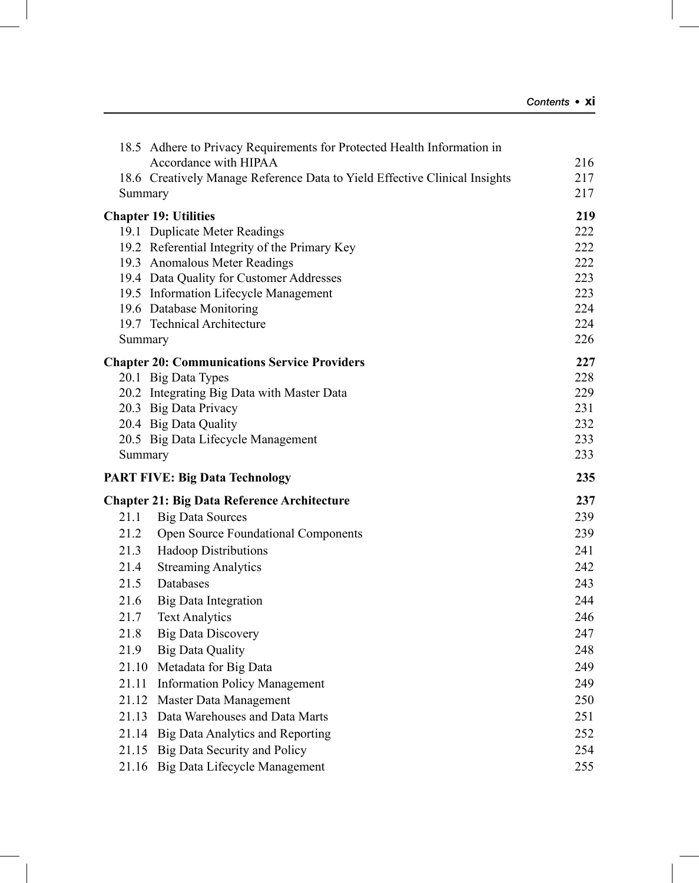| | |
|---|---|
| 18.5 Adhere to Privacy Requirements for Protected Health Information in Accordance with HIPAA | 216 |
| 18.6 Creatively Manage Reference Data to Yield Effective Clinical Insights | 217 |
| Summary | 217 |
| **Chapter 19: Utilities** | **219** |
| 19.1 Duplicate Meter Readings | 222 |
| 19.2 Referential Integrity of the Primary Key | 222 |
| 19.3 Anomalous Meter Readings | 222 |
| 19.4 Data Quality for Customer Addresses | 223 |
| 19.5 Information Lifecycle Management | 223 |
| 19.6 Database Monitoring | 224 |
| 19.7 Technical Architecture | 224 |
| Summary | 226 |
| **Chapter 20: Communications Service Providers** | **227** |
| 20.1 Big Data Types | 228 |
| 20.2 Integrating Big Data with Master Data | 229 |
| 20.3 Big Data Privacy | 231 |
| 20.4 Big Data Quality | 232 |
| 20.5 Big Data Lifecycle Management | 233 |
| Summary | 233 |
| **PART FIVE: Big Data Technology** | **235** |
| **Chapter 21: Big Data Reference Architecture** | **237** |
| 21.1 Big Data Sources | 239 |
| 21.2 Open Source Foundational Components | 239 |
| 21.3 Hadoop Distributions | 241 |
| 21.4 Streaming Analytics | 242 |
| 21.5 Databases | 243 |
| 21.6 Big Data Integration | 244 |
| 21.7 Text Analytics | 246 |
| 21.8 Big Data Discovery | 247 |
| 21.9 Big Data Quality | 248 |
| 21.10 Metadata for Big Data | 249 |
| 21.11 Information Policy Management | 249 |
| 21.12 Master Data Management | 250 |
| 21.13 Data Warehouses and Data Marts | 251 |
| 21.14 Big Data Analytics and Reporting | 252 |
| 21.15 Big Data Security and Policy | 254 |
| 21.16 Big Data Lifecycle Management | 255 |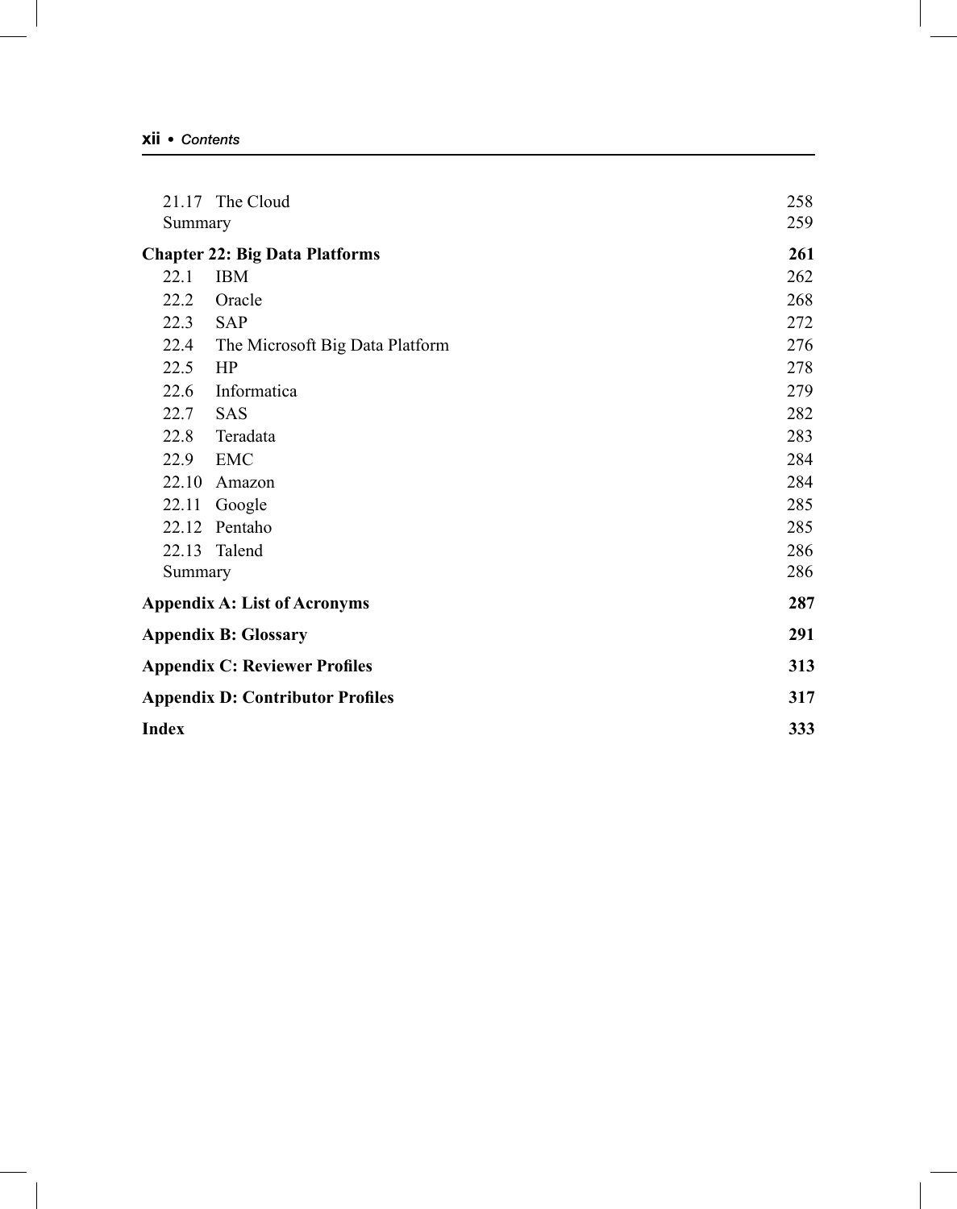21.17 The Cloud 258
Summary 259

**Chapter 22: Big Data Platforms** **261**

22.1 IBM 262
22.2 Oracle 268
22.3 SAP 272
22.4 The Microsoft Big Data Platform 276
22.5 HP 278
22.6 Informatica 279
22.7 SAS 282
22.8 Teradata 283
22.9 EMC 284
22.10 Amazon 284
22.11 Google 285
22.12 Pentaho 285
22.13 Talend 286
Summary 286

**Appendix A: List of Acronyms** **287**

**Appendix B: Glossary** **291**

**Appendix C: Reviewer Profiles** **313**

**Appendix D: Contributor Profiles** **317**

**Index** **333**